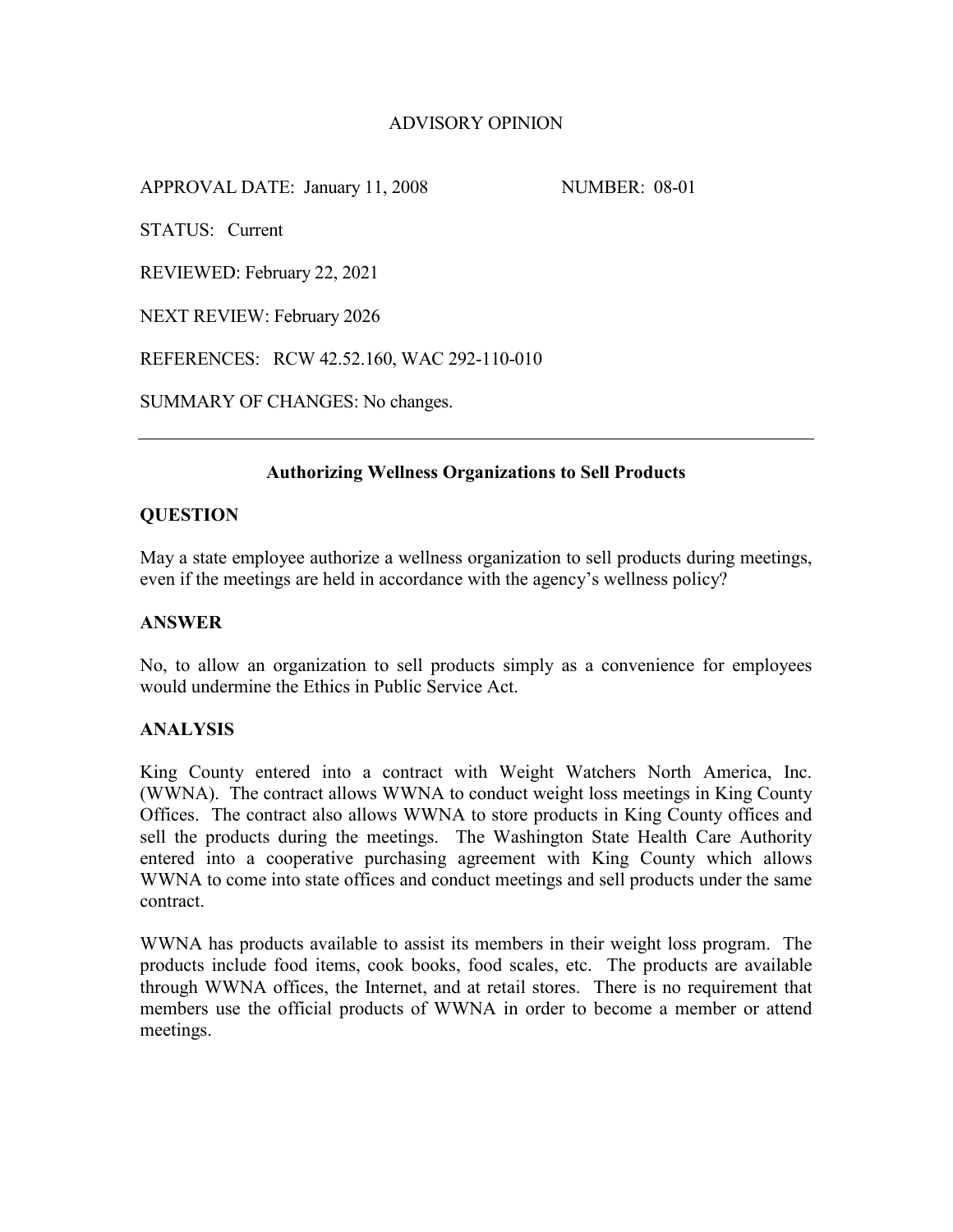ADVISORY OPINION

APPROVAL DATE: January 11, 2008 NUMBER: 08-01

STATUS: Current

REVIEWED: February 22, 2021

NEXT REVIEW: February 2026

REFERENCES: RCW 42.52.160, WAC 292-110-010

SUMMARY OF CHANGES: No changes.

---

## Authorizing Wellness Organizations to Sell Products

### QUESTION

May a state employee authorize a wellness organization to sell products during meetings, even if the meetings are held in accordance with the agency's wellness policy?

### ANSWER

No, to allow an organization to sell products simply as a convenience for employees would undermine the Ethics in Public Service Act.

### ANALYSIS

King County entered into a contract with Weight Watchers North America, Inc. (WWNA). The contract allows WWNA to conduct weight loss meetings in King County Offices. The contract also allows WWNA to store products in King County offices and sell the products during the meetings. The Washington State Health Care Authority entered into a cooperative purchasing agreement with King County which allows WWNA to come into state offices and conduct meetings and sell products under the same contract.

WWNA has products available to assist its members in their weight loss program. The products include food items, cook books, food scales, etc. The products are available through WWNA offices, the Internet, and at retail stores. There is no requirement that members use the official products of WWNA in order to become a member or attend meetings.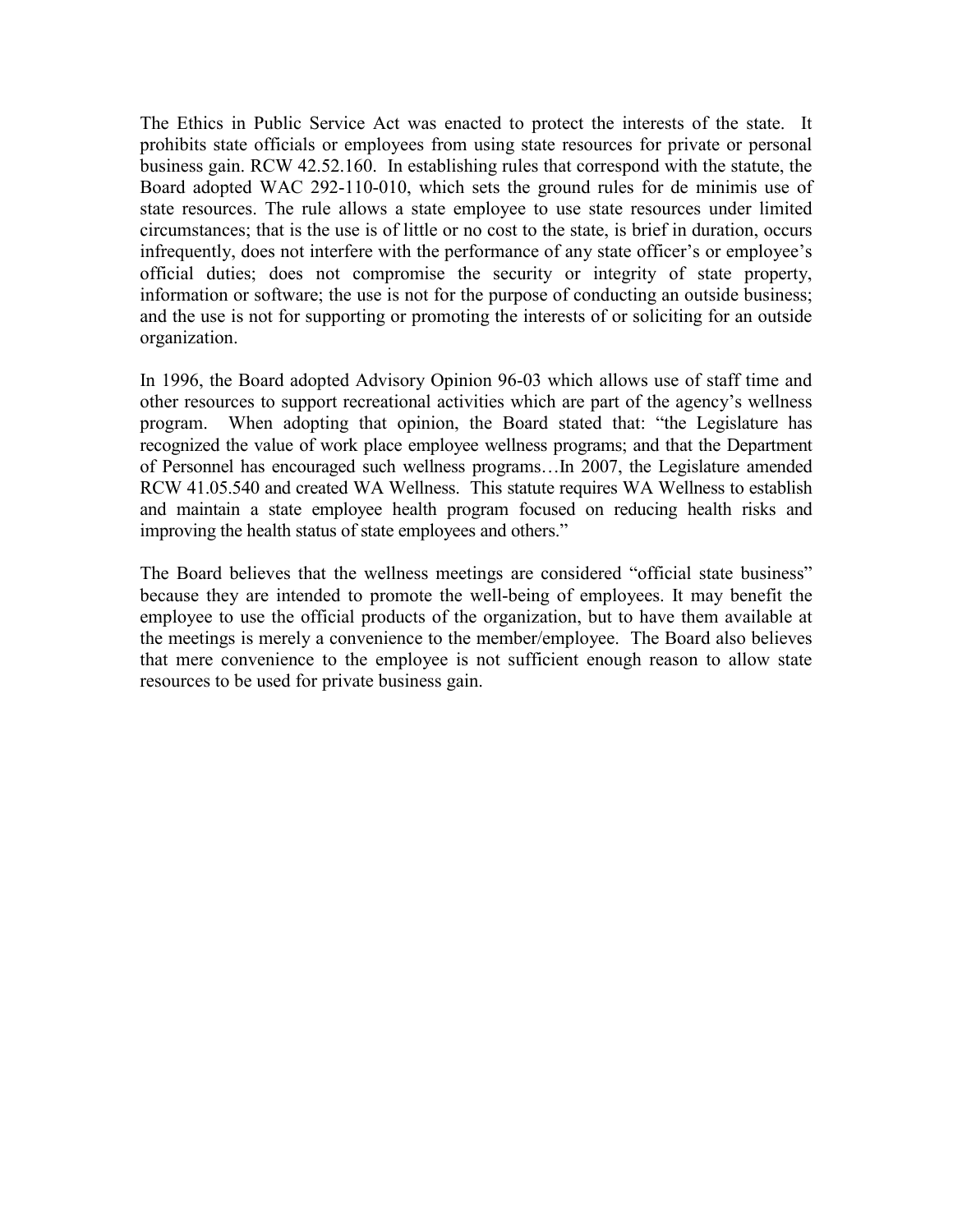The Ethics in Public Service Act was enacted to protect the interests of the state. It prohibits state officials or employees from using state resources for private or personal business gain. RCW 42.52.160. In establishing rules that correspond with the statute, the Board adopted WAC 292-110-010, which sets the ground rules for de minimis use of state resources. The rule allows a state employee to use state resources under limited circumstances; that is the use is of little or no cost to the state, is brief in duration, occurs infrequently, does not interfere with the performance of any state officer's or employee's official duties; does not compromise the security or integrity of state property, information or software; the use is not for the purpose of conducting an outside business; and the use is not for supporting or promoting the interests of or soliciting for an outside organization.

In 1996, the Board adopted Advisory Opinion 96-03 which allows use of staff time and other resources to support recreational activities which are part of the agency's wellness program. When adopting that opinion, the Board stated that: "the Legislature has recognized the value of work place employee wellness programs; and that the Department of Personnel has encouraged such wellness programs…In 2007, the Legislature amended RCW 41.05.540 and created WA Wellness. This statute requires WA Wellness to establish and maintain a state employee health program focused on reducing health risks and improving the health status of state employees and others."

The Board believes that the wellness meetings are considered "official state business" because they are intended to promote the well-being of employees. It may benefit the employee to use the official products of the organization, but to have them available at the meetings is merely a convenience to the member/employee. The Board also believes that mere convenience to the employee is not sufficient enough reason to allow state resources to be used for private business gain.